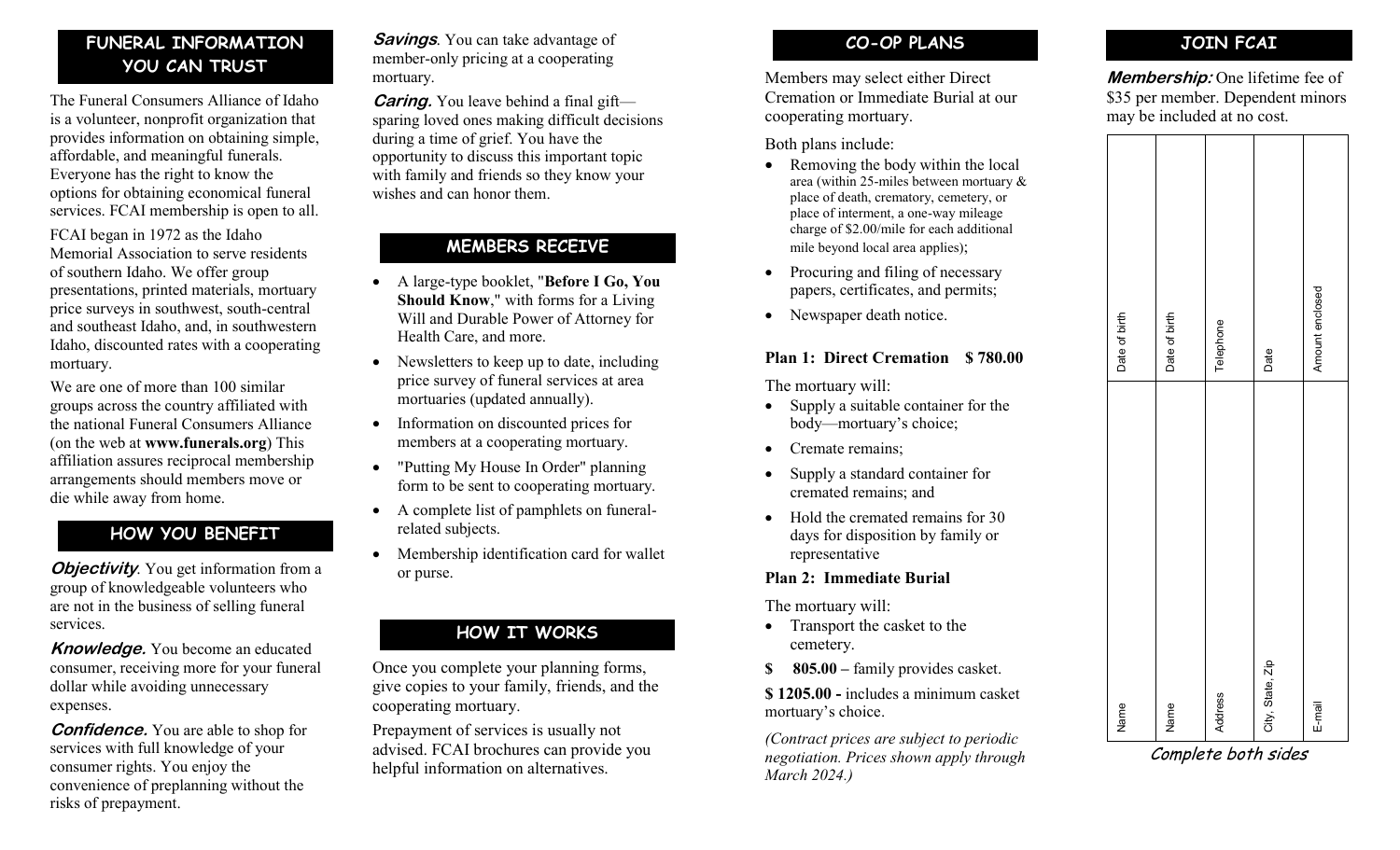## FUNERAL INFORMATION YOU CAN TRUST

The Funeral Consumers Alliance of Idaho is a volunteer, nonprofit organization that provides information on obtaining simple, affordable, and meaningful funerals. Everyone has the right to know the options for obtaining economical funeral services. FCAI membership is open to all.

FCAI began in 1972 as the Idaho Memorial Association to serve residents of southern Idaho. We offer group presentations, printed materials, mortuary price surveys in southwest, south-central and southeast Idaho, and, in southwestern Idaho, discounted rates with a cooperating mortuary.

We are one of more than 100 similar groups across the country affiliated with the national Funeral Consumers Alliance (on the web at **www.funerals.org**) This affiliation assures reciprocal membership arrangements should members move or die while away from home.

## HOW YOU BENEFIT

***Objectivity***. You get information from a group of knowledgeable volunteers who are not in the business of selling funeral services.

***Knowledge.*** You become an educated consumer, receiving more for your funeral dollar while avoiding unnecessary expenses.

***Confidence.*** You are able to shop for services with full knowledge of your consumer rights. You enjoy the convenience of preplanning without the risks of prepayment.

***Savings***. You can take advantage of member-only pricing at a cooperating mortuary.

***Caring.*** You leave behind a final gift—sparing loved ones making difficult decisions during a time of grief. You have the opportunity to discuss this important topic with family and friends so they know your wishes and can honor them.

## MEMBERS RECEIVE

- A large-type booklet, "**Before I Go, You Should Know**," with forms for a Living Will and Durable Power of Attorney for Health Care, and more.
- Newsletters to keep up to date, including price survey of funeral services at area mortuaries (updated annually).
- Information on discounted prices for members at a cooperating mortuary.
- "Putting My House In Order" planning form to be sent to cooperating mortuary.
- A complete list of pamphlets on funeral-related subjects.
- Membership identification card for wallet or purse.

## HOW IT WORKS

Once you complete your planning forms, give copies to your family, friends, and the cooperating mortuary.

Prepayment of services is usually not advised. FCAI brochures can provide you helpful information on alternatives.

## CO-OP PLANS

Members may select either Direct Cremation or Immediate Burial at our cooperating mortuary.

Both plans include:

- Removing the body within the local area (within 25-miles between mortuary & place of death, crematory, cemetery, or place of interment, a one-way mileage charge of $2.00/mile for each additional mile beyond local area applies);
- Procuring and filing of necessary papers, certificates, and permits;
- Newspaper death notice.

**Plan 1: Direct Cremation $ 780.00**

The mortuary will:

- Supply a suitable container for the body—mortuary's choice;
- Cremate remains;
- Supply a standard container for cremated remains; and
- Hold the cremated remains for 30 days for disposition by family or representative

**Plan 2: Immediate Burial**

The mortuary will:

- Transport the casket to the cemetery.

**$ 805.00 –** family provides casket.

**$ 1205.00 -** includes a minimum casket mortuary's choice.

*(Contract prices are subject to periodic negotiation. Prices shown apply through March 2024.)*

## JOIN FCAI

***Membership:*** One lifetime fee of $35 per member. Dependent minors may be included at no cost.

| | |
|---|---|
| Name | Date of birth |
| Name | Date of birth |
| Address | Telephone |
| City, State, Zip | Date |
| E-mail | Amount enclosed |

*Complete both sides*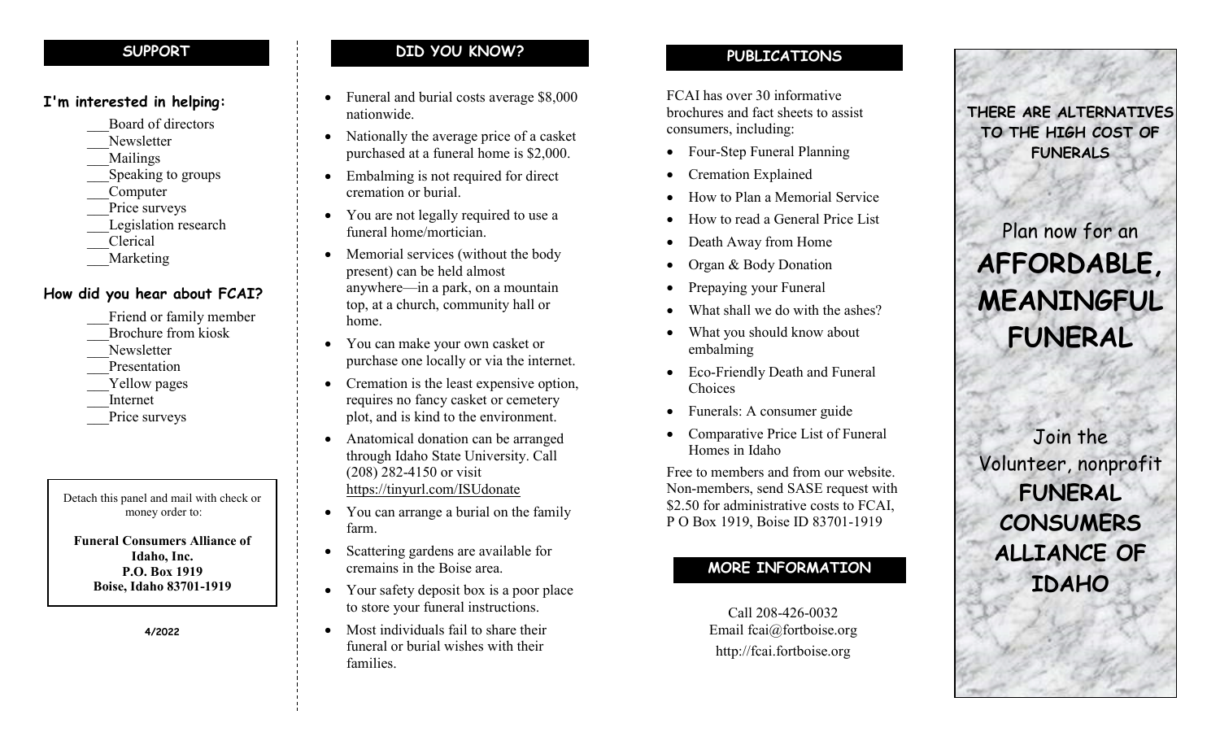## SUPPORT

**I'm interested in helping:**

\_\_\_Board of directors
\_\_\_Newsletter
\_\_\_Mailings
\_\_\_Speaking to groups
\_\_\_Computer
\_\_\_Price surveys
\_\_\_Legislation research
\_\_\_Clerical
\_\_\_Marketing

**How did you hear about FCAI?**

\_\_\_Friend or family member
\_\_\_Brochure from kiosk
\_\_\_Newsletter
\_\_\_Presentation
\_\_\_Yellow pages
\_\_\_Internet
\_\_\_Price surveys

Detach this panel and mail with check or money order to:

**Funeral Consumers Alliance of Idaho, Inc.**
**P.O. Box 1919**
**Boise, Idaho 83701-1919**

4/2022

## DID YOU KNOW?

- Funeral and burial costs average $8,000 nationwide.
- Nationally the average price of a casket purchased at a funeral home is $2,000.
- Embalming is not required for direct cremation or burial.
- You are not legally required to use a funeral home/mortician.
- Memorial services (without the body present) can be held almost anywhere—in a park, on a mountain top, at a church, community hall or home.
- You can make your own casket or purchase one locally or via the internet.
- Cremation is the least expensive option, requires no fancy casket or cemetery plot, and is kind to the environment.
- Anatomical donation can be arranged through Idaho State University. Call (208) 282-4150 or visit https://tinyurl.com/ISUdonate
- You can arrange a burial on the family farm.
- Scattering gardens are available for cremains in the Boise area.
- Your safety deposit box is a poor place to store your funeral instructions.
- Most individuals fail to share their funeral or burial wishes with their families.

## PUBLICATIONS

FCAI has over 30 informative brochures and fact sheets to assist consumers, including:

- Four-Step Funeral Planning
- Cremation Explained
- How to Plan a Memorial Service
- How to read a General Price List
- Death Away from Home
- Organ & Body Donation
- Prepaying your Funeral
- What shall we do with the ashes?
- What you should know about embalming
- Eco-Friendly Death and Funeral Choices
- Funerals: A consumer guide
- Comparative Price List of Funeral Homes in Idaho

Free to members and from our website. Non-members, send SASE request with $2.50 for administrative costs to FCAI, P O Box 1919, Boise ID 83701-1919

## MORE INFORMATION

Call 208-426-0032
Email fcai@fortboise.org
http://fcai.fortboise.org

**THERE ARE ALTERNATIVES TO THE HIGH COST OF FUNERALS**

Plan now for an
**AFFORDABLE, MEANINGFUL FUNERAL**

Join the
Volunteer, nonprofit
**FUNERAL CONSUMERS ALLIANCE OF IDAHO**